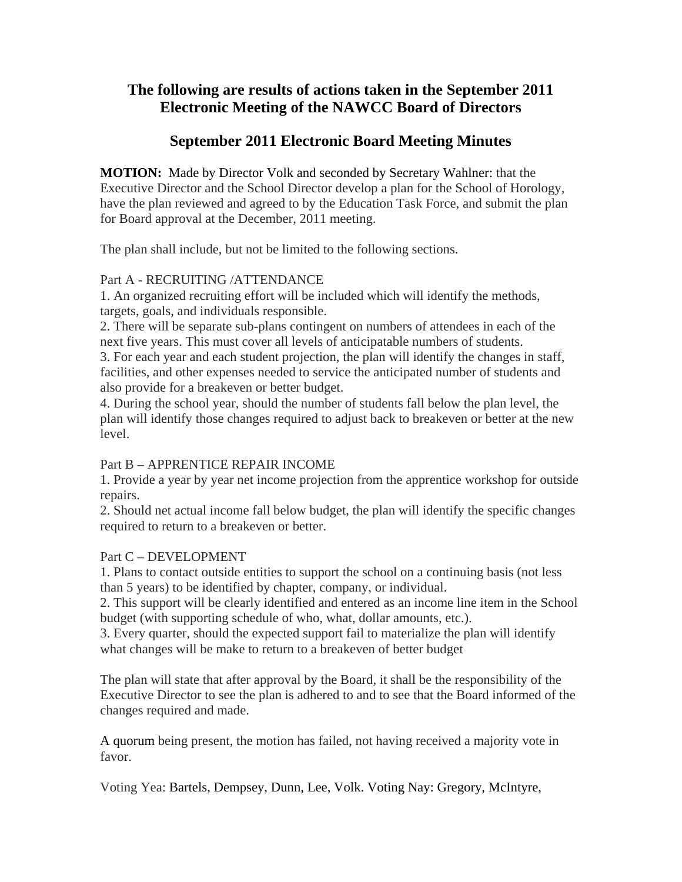# The following are results of actions taken in the September 2011 Electronic Meeting of the NAWCC Board of Directors

## September 2011 Electronic Board Meeting Minutes

**MOTION:** Made by Director Volk and seconded by Secretary Wahlner: that the Executive Director and the School Director develop a plan for the School of Horology, have the plan reviewed and agreed to by the Education Task Force, and submit the plan for Board approval at the December, 2011 meeting.

The plan shall include, but not be limited to the following sections.

Part A - RECRUITING /ATTENDANCE

1. An organized recruiting effort will be included which will identify the methods, targets, goals, and individuals responsible.
2. There will be separate sub-plans contingent on numbers of attendees in each of the next five years. This must cover all levels of anticipatable numbers of students.
3. For each year and each student projection, the plan will identify the changes in staff, facilities, and other expenses needed to service the anticipated number of students and also provide for a breakeven or better budget.
4. During the school year, should the number of students fall below the plan level, the plan will identify those changes required to adjust back to breakeven or better at the new level.

Part B – APPRENTICE REPAIR INCOME

1. Provide a year by year net income projection from the apprentice workshop for outside repairs.
2. Should net actual income fall below budget, the plan will identify the specific changes required to return to a breakeven or better.

Part C – DEVELOPMENT

1. Plans to contact outside entities to support the school on a continuing basis (not less than 5 years) to be identified by chapter, company, or individual.
2. This support will be clearly identified and entered as an income line item in the School budget (with supporting schedule of who, what, dollar amounts, etc.).
3. Every quarter, should the expected support fail to materialize the plan will identify what changes will be make to return to a breakeven of better budget

The plan will state that after approval by the Board, it shall be the responsibility of the Executive Director to see the plan is adhered to and to see that the Board informed of the changes required and made.

A quorum being present, the motion has failed, not having received a majority vote in favor.

Voting Yea: Bartels, Dempsey, Dunn, Lee, Volk. Voting Nay: Gregory, McIntyre,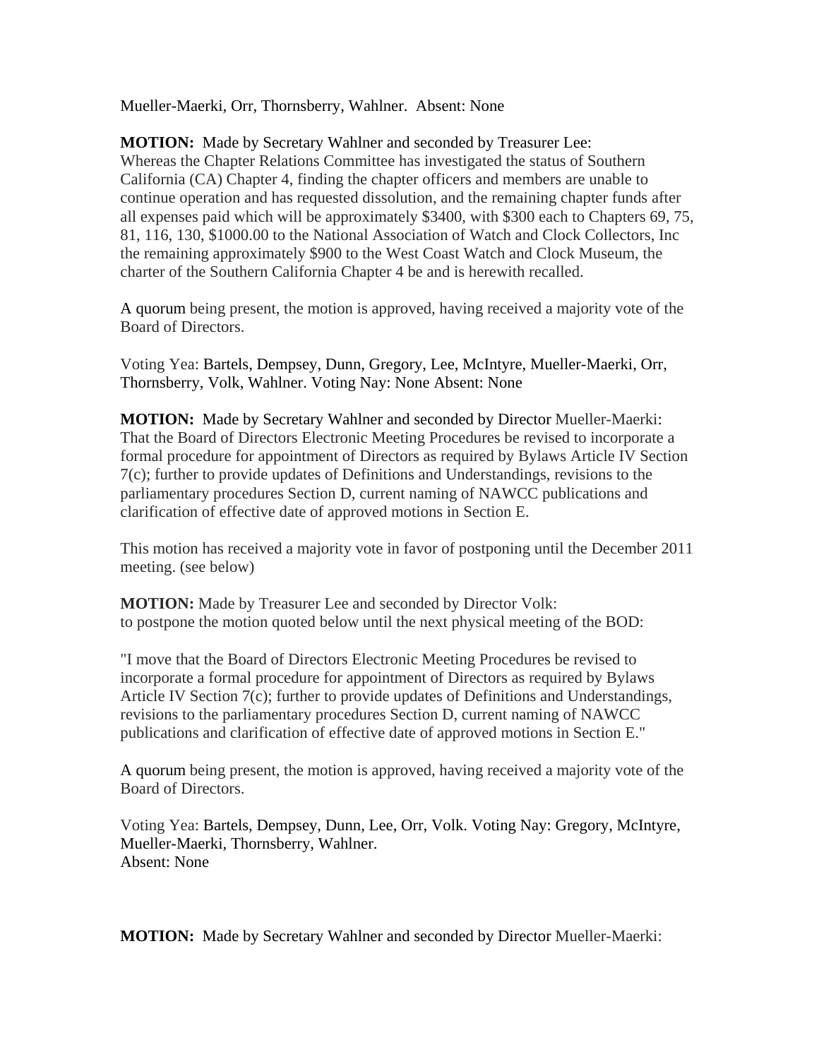Mueller-Maerki, Orr, Thornsberry, Wahlner.  Absent: None

**MOTION:**  Made by Secretary Wahlner and seconded by Treasurer Lee:
Whereas the Chapter Relations Committee has investigated the status of Southern California (CA) Chapter 4, finding the chapter officers and members are unable to continue operation and has requested dissolution, and the remaining chapter funds after all expenses paid which will be approximately $3400, with $300 each to Chapters 69, 75, 81, 116, 130, $1000.00 to the National Association of Watch and Clock Collectors, Inc the remaining approximately $900 to the West Coast Watch and Clock Museum, the charter of the Southern California Chapter 4 be and is herewith recalled.

A quorum being present, the motion is approved, having received a majority vote of the Board of Directors.

Voting Yea: Bartels, Dempsey, Dunn, Gregory, Lee, McIntyre, Mueller-Maerki, Orr, Thornsberry, Volk, Wahlner. Voting Nay: None Absent: None

**MOTION:**  Made by Secretary Wahlner and seconded by Director Mueller-Maerki:
That the Board of Directors Electronic Meeting Procedures be revised to incorporate a formal procedure for appointment of Directors as required by Bylaws Article IV Section 7(c); further to provide updates of Definitions and Understandings, revisions to the parliamentary procedures Section D, current naming of NAWCC publications and clarification of effective date of approved motions in Section E.

This motion has received a majority vote in favor of postponing until the December 2011 meeting. (see below)

**MOTION:** Made by Treasurer Lee and seconded by Director Volk:
to postpone the motion quoted below until the next physical meeting of the BOD:

"I move that the Board of Directors Electronic Meeting Procedures be revised to incorporate a formal procedure for appointment of Directors as required by Bylaws Article IV Section 7(c); further to provide updates of Definitions and Understandings, revisions to the parliamentary procedures Section D, current naming of NAWCC publications and clarification of effective date of approved motions in Section E."

A quorum being present, the motion is approved, having received a majority vote of the Board of Directors.

Voting Yea: Bartels, Dempsey, Dunn, Lee, Orr, Volk. Voting Nay: Gregory, McIntyre, Mueller-Maerki, Thornsberry, Wahlner.
Absent: None

**MOTION:**  Made by Secretary Wahlner and seconded by Director Mueller-Maerki: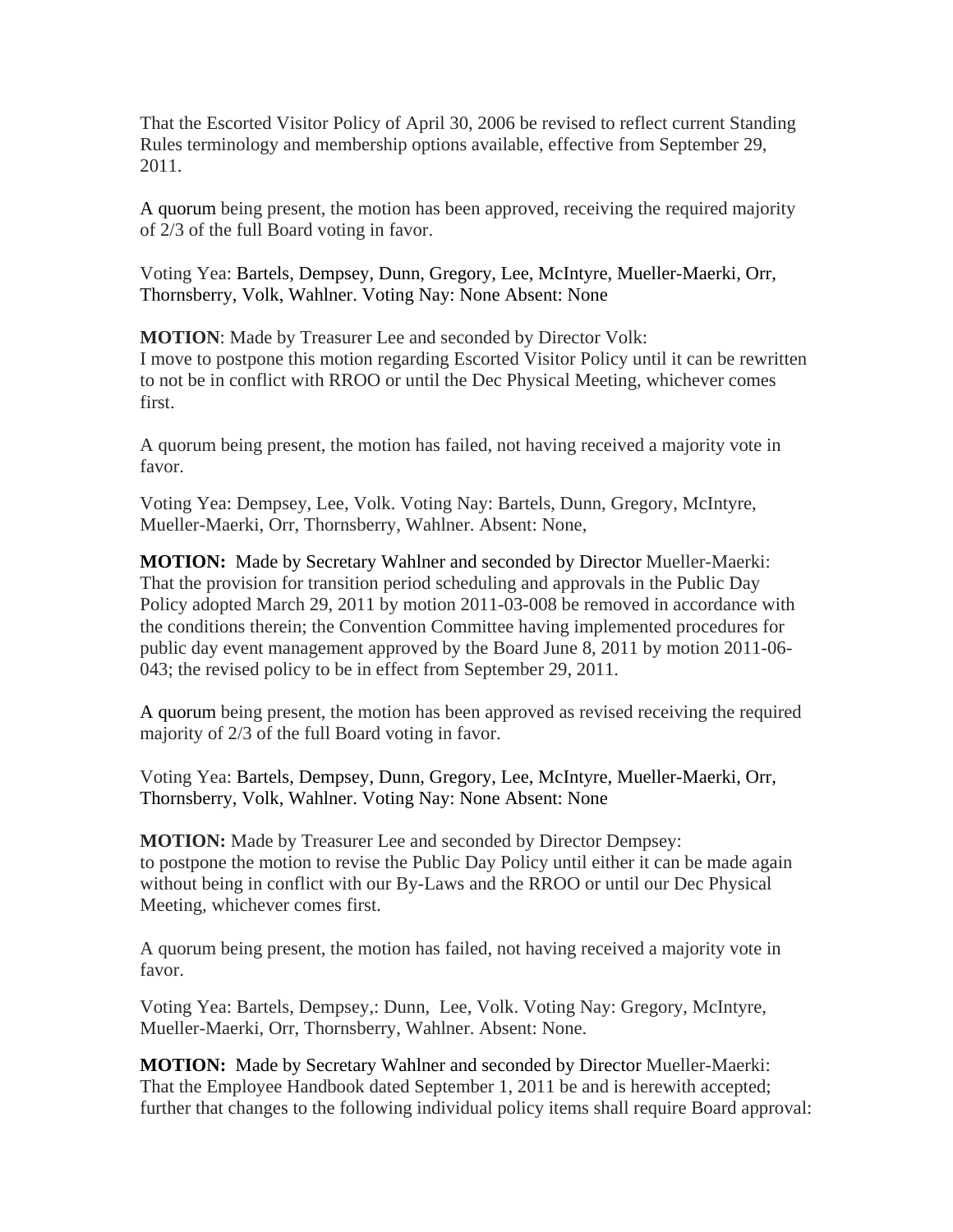That the Escorted Visitor Policy of April 30, 2006 be revised to reflect current Standing Rules terminology and membership options available, effective from September 29, 2011.

A quorum being present, the motion has been approved, receiving the required majority of 2/3 of the full Board voting in favor.

Voting Yea: Bartels, Dempsey, Dunn, Gregory, Lee, McIntyre, Mueller-Maerki, Orr, Thornsberry, Volk, Wahlner. Voting Nay: None Absent: None

**MOTION**: Made by Treasurer Lee and seconded by Director Volk:
I move to postpone this motion regarding Escorted Visitor Policy until it can be rewritten to not be in conflict with RROO or until the Dec Physical Meeting, whichever comes first.

A quorum being present, the motion has failed, not having received a majority vote in favor.

Voting Yea: Dempsey, Lee, Volk. Voting Nay: Bartels, Dunn, Gregory, McIntyre, Mueller-Maerki, Orr, Thornsberry, Wahlner. Absent: None,

**MOTION:** Made by Secretary Wahlner and seconded by Director Mueller-Maerki:
That the provision for transition period scheduling and approvals in the Public Day Policy adopted March 29, 2011 by motion 2011-03-008 be removed in accordance with the conditions therein; the Convention Committee having implemented procedures for public day event management approved by the Board June 8, 2011 by motion 2011-06-043; the revised policy to be in effect from September 29, 2011.

A quorum being present, the motion has been approved as revised receiving the required majority of 2/3 of the full Board voting in favor.

Voting Yea: Bartels, Dempsey, Dunn, Gregory, Lee, McIntyre, Mueller-Maerki, Orr, Thornsberry, Volk, Wahlner. Voting Nay: None Absent: None

**MOTION:** Made by Treasurer Lee and seconded by Director Dempsey:
to postpone the motion to revise the Public Day Policy until either it can be made again without being in conflict with our By-Laws and the RROO or until our Dec Physical Meeting, whichever comes first.

A quorum being present, the motion has failed, not having received a majority vote in favor.

Voting Yea: Bartels, Dempsey,: Dunn, Lee, Volk. Voting Nay: Gregory, McIntyre, Mueller-Maerki, Orr, Thornsberry, Wahlner. Absent: None.

**MOTION:** Made by Secretary Wahlner and seconded by Director Mueller-Maerki:
That the Employee Handbook dated September 1, 2011 be and is herewith accepted; further that changes to the following individual policy items shall require Board approval: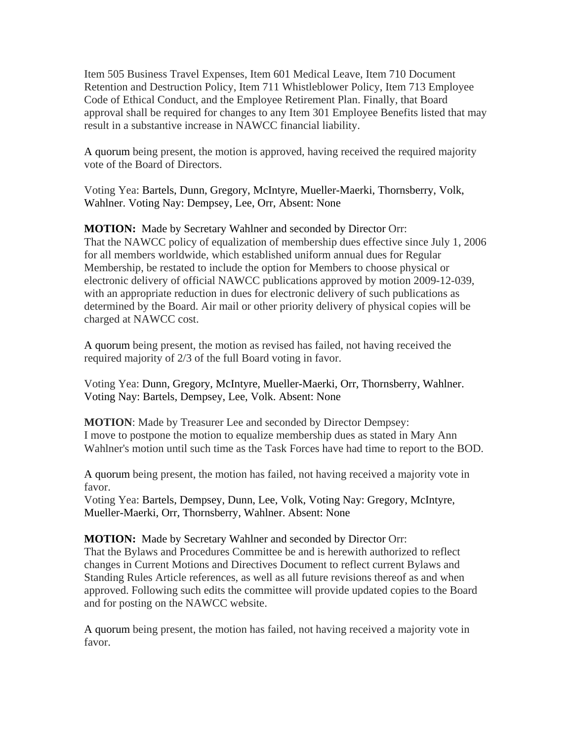Item 505 Business Travel Expenses, Item 601 Medical Leave, Item 710 Document Retention and Destruction Policy, Item 711 Whistleblower Policy, Item 713 Employee Code of Ethical Conduct, and the Employee Retirement Plan. Finally, that Board approval shall be required for changes to any Item 301 Employee Benefits listed that may result in a substantive increase in NAWCC financial liability.

A quorum being present, the motion is approved, having received the required majority vote of the Board of Directors.

Voting Yea: Bartels, Dunn, Gregory, McIntyre, Mueller-Maerki, Thornsberry, Volk, Wahlner. Voting Nay: Dempsey, Lee, Orr, Absent: None

**MOTION:** Made by Secretary Wahlner and seconded by Director Orr:
That the NAWCC policy of equalization of membership dues effective since July 1, 2006 for all members worldwide, which established uniform annual dues for Regular Membership, be restated to include the option for Members to choose physical or electronic delivery of official NAWCC publications approved by motion 2009-12-039, with an appropriate reduction in dues for electronic delivery of such publications as determined by the Board. Air mail or other priority delivery of physical copies will be charged at NAWCC cost.

A quorum being present, the motion as revised has failed, not having received the required majority of 2/3 of the full Board voting in favor.

Voting Yea: Dunn, Gregory, McIntyre, Mueller-Maerki, Orr, Thornsberry, Wahlner. Voting Nay: Bartels, Dempsey, Lee, Volk. Absent: None

**MOTION**: Made by Treasurer Lee and seconded by Director Dempsey:
I move to postpone the motion to equalize membership dues as stated in Mary Ann Wahlner's motion until such time as the Task Forces have had time to report to the BOD.

A quorum being present, the motion has failed, not having received a majority vote in favor.
Voting Yea: Bartels, Dempsey, Dunn, Lee, Volk, Voting Nay: Gregory, McIntyre, Mueller-Maerki, Orr, Thornsberry, Wahlner. Absent: None

**MOTION:** Made by Secretary Wahlner and seconded by Director Orr:
That the Bylaws and Procedures Committee be and is herewith authorized to reflect changes in Current Motions and Directives Document to reflect current Bylaws and Standing Rules Article references, as well as all future revisions thereof as and when approved. Following such edits the committee will provide updated copies to the Board and for posting on the NAWCC website.

A quorum being present, the motion has failed, not having received a majority vote in favor.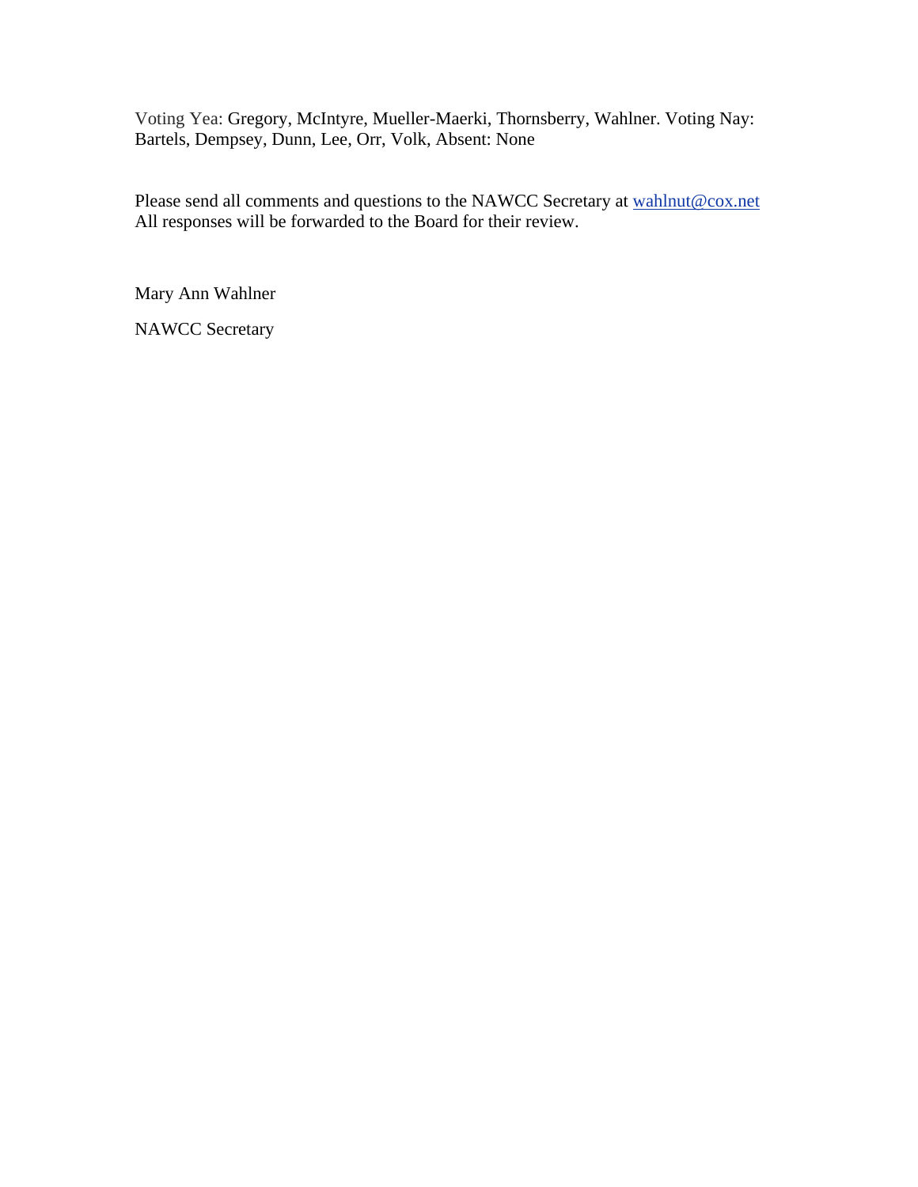Voting Yea: Gregory, McIntyre, Mueller-Maerki, Thornsberry, Wahlner. Voting Nay: Bartels, Dempsey, Dunn, Lee, Orr, Volk, Absent: None

Please send all comments and questions to the NAWCC Secretary at wahlnut@cox.net All responses will be forwarded to the Board for their review.

Mary Ann Wahlner

NAWCC Secretary